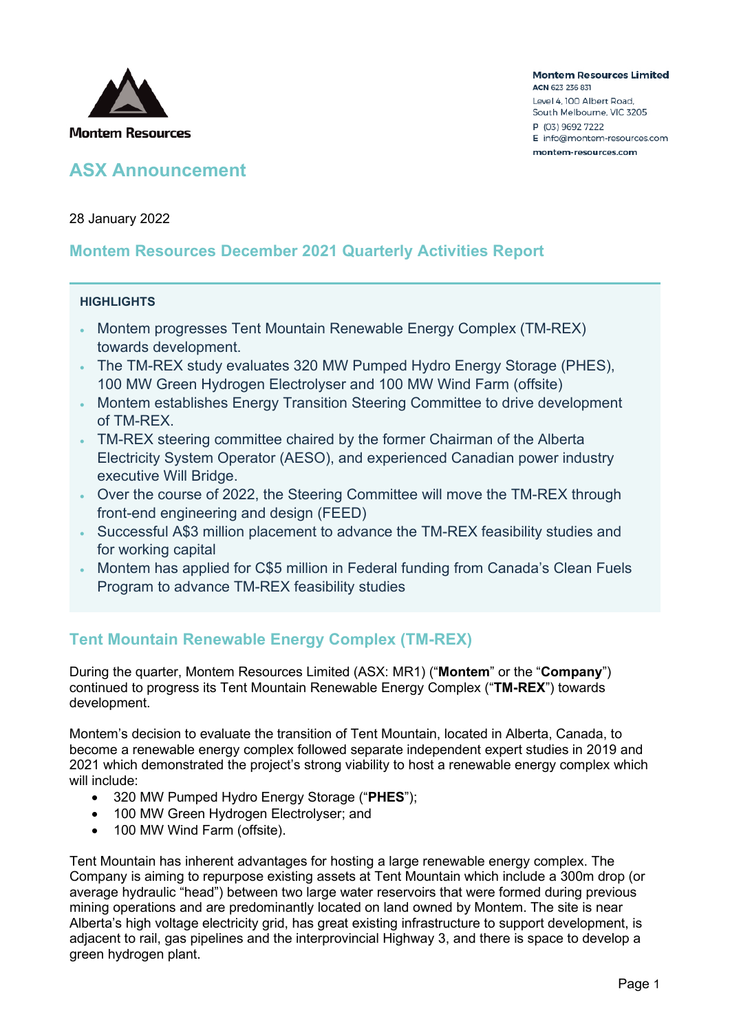Montem Resources

**Montem Resources Limited**
**ACN** 623 236 831
Level 4, 100 Albert Road,
South Melbourne, VIC 3205
**P** (03) 9692 7222
**E** info@montem-resources.com
**montem-resources.com**

# ASX Announcement

28 January 2022

## Montem Resources December 2021 Quarterly Activities Report

**HIGHLIGHTS**

- Montem progresses Tent Mountain Renewable Energy Complex (TM-REX) towards development.
- The TM-REX study evaluates 320 MW Pumped Hydro Energy Storage (PHES), 100 MW Green Hydrogen Electrolyser and 100 MW Wind Farm (offsite)
- Montem establishes Energy Transition Steering Committee to drive development of TM-REX.
- TM-REX steering committee chaired by the former Chairman of the Alberta Electricity System Operator (AESO), and experienced Canadian power industry executive Will Bridge.
- Over the course of 2022, the Steering Committee will move the TM-REX through front-end engineering and design (FEED)
- Successful A$3 million placement to advance the TM-REX feasibility studies and for working capital
- Montem has applied for C$5 million in Federal funding from Canada's Clean Fuels Program to advance TM-REX feasibility studies

## Tent Mountain Renewable Energy Complex (TM-REX)

During the quarter, Montem Resources Limited (ASX: MR1) ("**Montem**" or the "**Company**") continued to progress its Tent Mountain Renewable Energy Complex ("**TM-REX**") towards development.

Montem's decision to evaluate the transition of Tent Mountain, located in Alberta, Canada, to become a renewable energy complex followed separate independent expert studies in 2019 and 2021 which demonstrated the project's strong viability to host a renewable energy complex which will include:

- 320 MW Pumped Hydro Energy Storage ("**PHES**");
- 100 MW Green Hydrogen Electrolyser; and
- 100 MW Wind Farm (offsite).

Tent Mountain has inherent advantages for hosting a large renewable energy complex. The Company is aiming to repurpose existing assets at Tent Mountain which include a 300m drop (or average hydraulic "head") between two large water reservoirs that were formed during previous mining operations and are predominantly located on land owned by Montem. The site is near Alberta's high voltage electricity grid, has great existing infrastructure to support development, is adjacent to rail, gas pipelines and the interprovincial Highway 3, and there is space to develop a green hydrogen plant.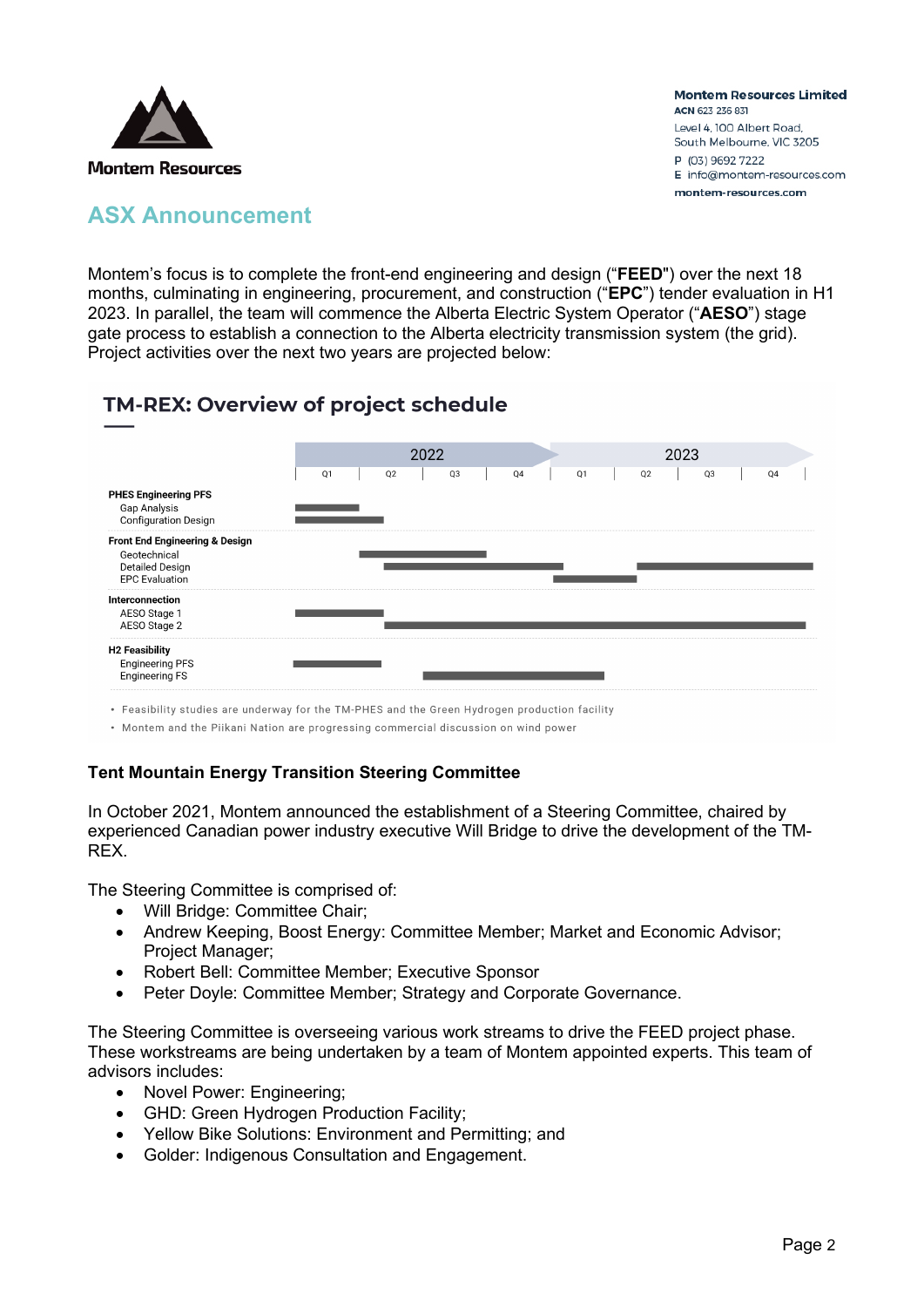# ASX Announcement

Montem's focus is to complete the front-end engineering and design ("**FEED**") over the next 18 months, culminating in engineering, procurement, and construction ("**EPC**") tender evaluation in H1 2023. In parallel, the team will commence the Alberta Electric System Operator ("**AESO**") stage gate process to establish a connection to the Alberta electricity transmission system (the grid). Project activities over the next two years are projected below:

## TM-REX: Overview of project schedule

| | 2022 | | | | 2023 | | | |
|---|---|---|---|---|---|---|---|---|
| | Q1 | Q2 | Q3 | Q4 | Q1 | Q2 | Q3 | Q4 |
| **PHES Engineering PFS** | | | | | | | | |
| Gap Analysis | ■ | | | | | | | |
| Configuration Design | ■ | ■ | | | | | | |
| **Front End Engineering & Design** | | | | | | | | |
| Geotechnical | | ■ | ■ | | | | | |
| Detailed Design | | ■ | ■ | ■ | | ■ | ■ | ■ |
| EPC Evaluation | | | | ■ | ■ | | | |
| **Interconnection** | | | | | | | | |
| AESO Stage 1 | ■ | ■ | | | | | | |
| AESO Stage 2 | | ■ | ■ | ■ | ■ | ■ | ■ | ■ |
| **H2 Feasibility** | | | | | | | | |
| Engineering PFS | ■ | ■ | | | | | | |
| Engineering FS | | | ■ | ■ | | | | |

- Feasibility studies are underway for the TM-PHES and the Green Hydrogen production facility
- Montem and the Piikani Nation are progressing commercial discussion on wind power

### Tent Mountain Energy Transition Steering Committee

In October 2021, Montem announced the establishment of a Steering Committee, chaired by experienced Canadian power industry executive Will Bridge to drive the development of the TM-REX.

The Steering Committee is comprised of:

- Will Bridge: Committee Chair;
- Andrew Keeping, Boost Energy: Committee Member; Market and Economic Advisor; Project Manager;
- Robert Bell: Committee Member; Executive Sponsor
- Peter Doyle: Committee Member; Strategy and Corporate Governance.

The Steering Committee is overseeing various work streams to drive the FEED project phase. These workstreams are being undertaken by a team of Montem appointed experts. This team of advisors includes:

- Novel Power: Engineering;
- GHD: Green Hydrogen Production Facility;
- Yellow Bike Solutions: Environment and Permitting; and
- Golder: Indigenous Consultation and Engagement.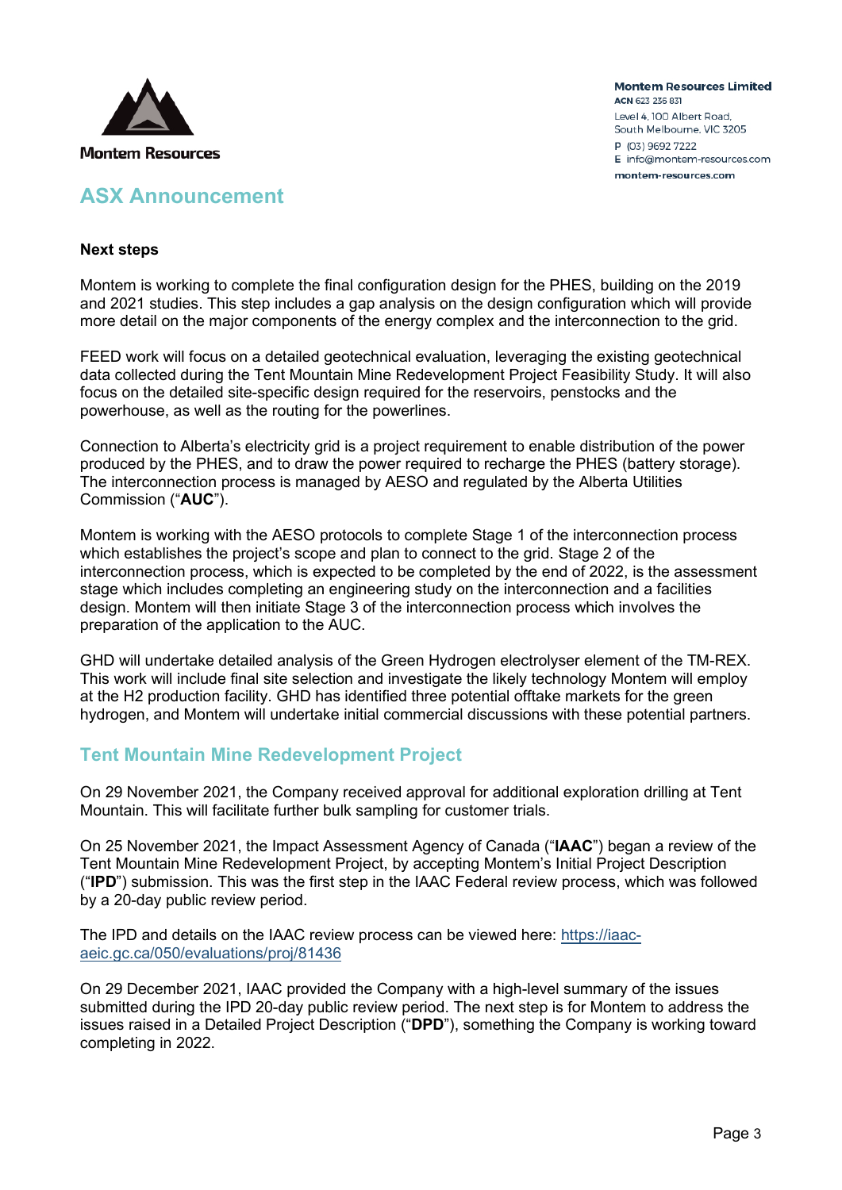**Next steps**

Montem is working to complete the final configuration design for the PHES, building on the 2019 and 2021 studies. This step includes a gap analysis on the design configuration which will provide more detail on the major components of the energy complex and the interconnection to the grid.

FEED work will focus on a detailed geotechnical evaluation, leveraging the existing geotechnical data collected during the Tent Mountain Mine Redevelopment Project Feasibility Study. It will also focus on the detailed site-specific design required for the reservoirs, penstocks and the powerhouse, as well as the routing for the powerlines.

Connection to Alberta's electricity grid is a project requirement to enable distribution of the power produced by the PHES, and to draw the power required to recharge the PHES (battery storage). The interconnection process is managed by AESO and regulated by the Alberta Utilities Commission ("**AUC**").

Montem is working with the AESO protocols to complete Stage 1 of the interconnection process which establishes the project's scope and plan to connect to the grid. Stage 2 of the interconnection process, which is expected to be completed by the end of 2022, is the assessment stage which includes completing an engineering study on the interconnection and a facilities design. Montem will then initiate Stage 3 of the interconnection process which involves the preparation of the application to the AUC.

GHD will undertake detailed analysis of the Green Hydrogen electrolyser element of the TM-REX. This work will include final site selection and investigate the likely technology Montem will employ at the H2 production facility. GHD has identified three potential offtake markets for the green hydrogen, and Montem will undertake initial commercial discussions with these potential partners.

## Tent Mountain Mine Redevelopment Project

On 29 November 2021, the Company received approval for additional exploration drilling at Tent Mountain. This will facilitate further bulk sampling for customer trials.

On 25 November 2021, the Impact Assessment Agency of Canada ("**IAAC**") began a review of the Tent Mountain Mine Redevelopment Project, by accepting Montem's Initial Project Description ("**IPD**") submission. This was the first step in the IAAC Federal review process, which was followed by a 20-day public review period.

The IPD and details on the IAAC review process can be viewed here: https://iaac-aeic.gc.ca/050/evaluations/proj/81436

On 29 December 2021, IAAC provided the Company with a high-level summary of the issues submitted during the IPD 20-day public review period. The next step is for Montem to address the issues raised in a Detailed Project Description ("**DPD**"), something the Company is working toward completing in 2022.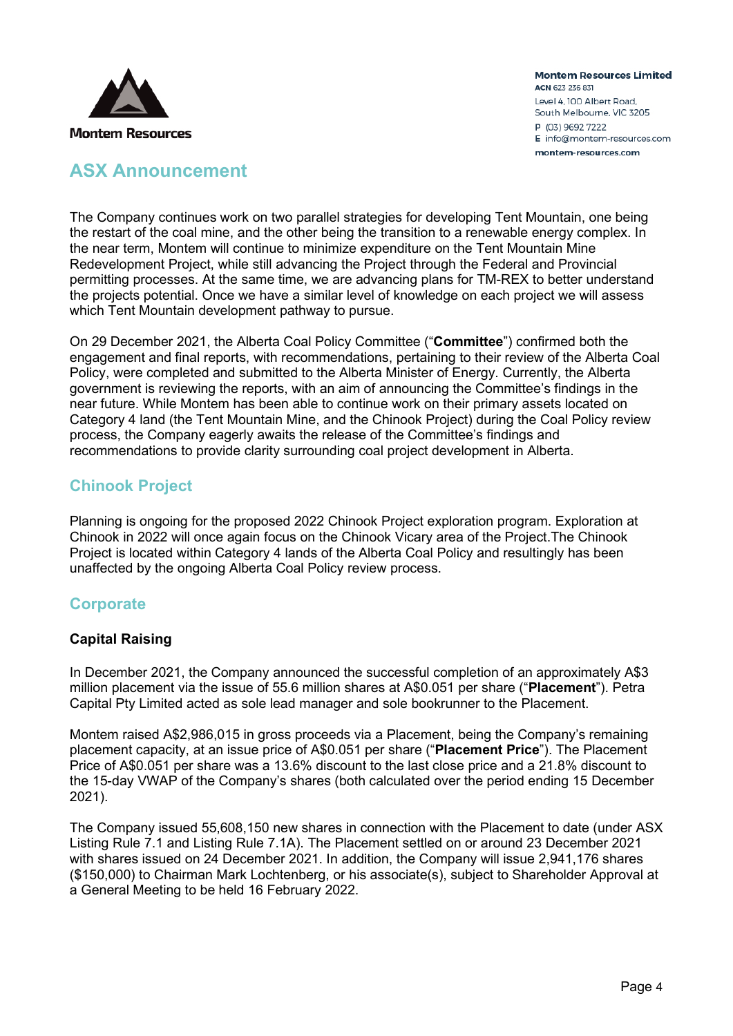# ASX Announcement

The Company continues work on two parallel strategies for developing Tent Mountain, one being the restart of the coal mine, and the other being the transition to a renewable energy complex. In the near term, Montem will continue to minimize expenditure on the Tent Mountain Mine Redevelopment Project, while still advancing the Project through the Federal and Provincial permitting processes. At the same time, we are advancing plans for TM-REX to better understand the projects potential. Once we have a similar level of knowledge on each project we will assess which Tent Mountain development pathway to pursue.

On 29 December 2021, the Alberta Coal Policy Committee ("**Committee**") confirmed both the engagement and final reports, with recommendations, pertaining to their review of the Alberta Coal Policy, were completed and submitted to the Alberta Minister of Energy. Currently, the Alberta government is reviewing the reports, with an aim of announcing the Committee's findings in the near future. While Montem has been able to continue work on their primary assets located on Category 4 land (the Tent Mountain Mine, and the Chinook Project) during the Coal Policy review process, the Company eagerly awaits the release of the Committee's findings and recommendations to provide clarity surrounding coal project development in Alberta.

## Chinook Project

Planning is ongoing for the proposed 2022 Chinook Project exploration program. Exploration at Chinook in 2022 will once again focus on the Chinook Vicary area of the Project.The Chinook Project is located within Category 4 lands of the Alberta Coal Policy and resultingly has been unaffected by the ongoing Alberta Coal Policy review process.

## Corporate

### Capital Raising

In December 2021, the Company announced the successful completion of an approximately A$3 million placement via the issue of 55.6 million shares at A$0.051 per share ("**Placement**"). Petra Capital Pty Limited acted as sole lead manager and sole bookrunner to the Placement.

Montem raised A$2,986,015 in gross proceeds via a Placement, being the Company's remaining placement capacity, at an issue price of A$0.051 per share ("**Placement Price**"). The Placement Price of A$0.051 per share was a 13.6% discount to the last close price and a 21.8% discount to the 15-day VWAP of the Company's shares (both calculated over the period ending 15 December 2021).

The Company issued 55,608,150 new shares in connection with the Placement to date (under ASX Listing Rule 7.1 and Listing Rule 7.1A). The Placement settled on or around 23 December 2021 with shares issued on 24 December 2021. In addition, the Company will issue 2,941,176 shares ($150,000) to Chairman Mark Lochtenberg, or his associate(s), subject to Shareholder Approval at a General Meeting to be held 16 February 2022.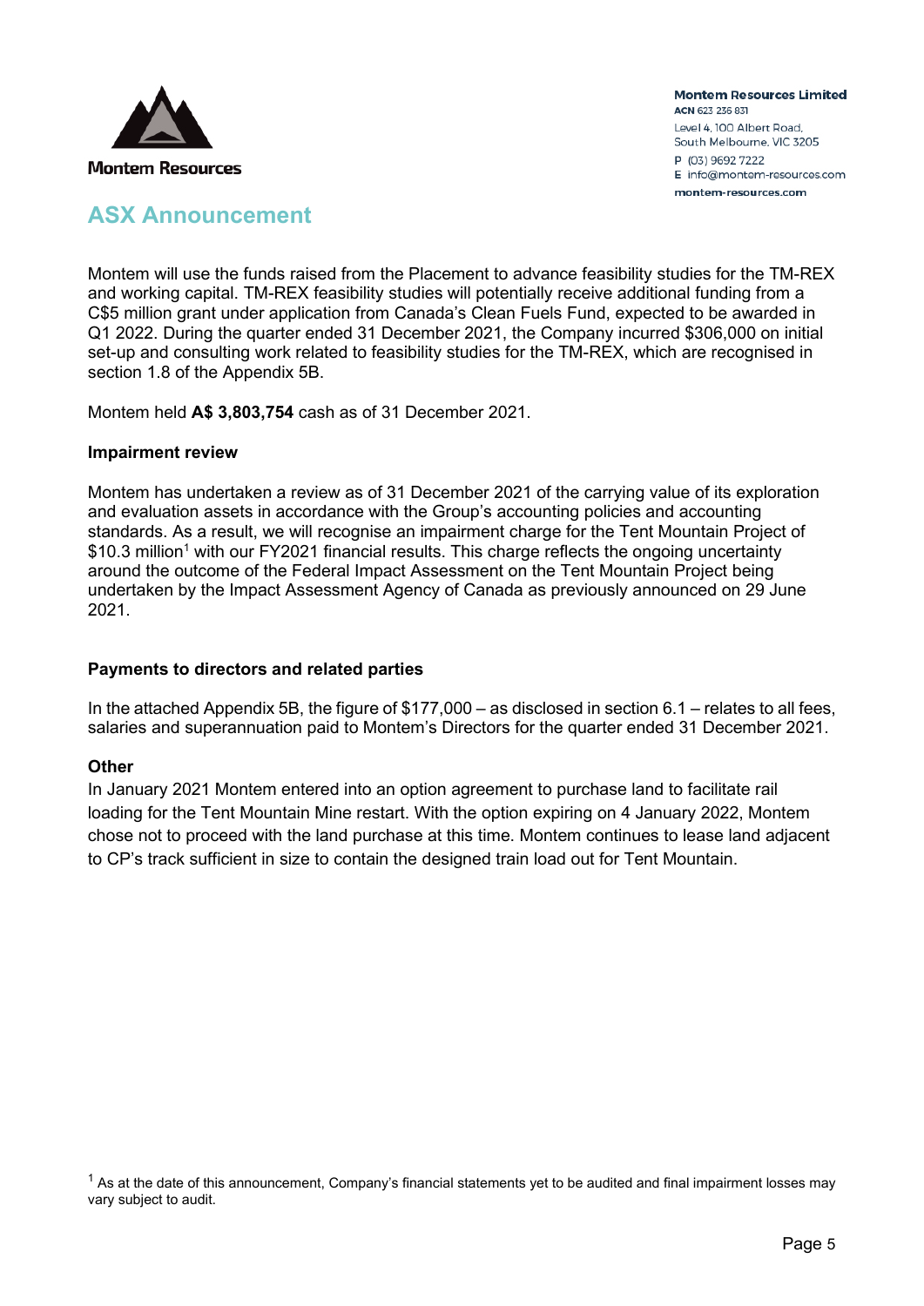## ASX Announcement

Montem will use the funds raised from the Placement to advance feasibility studies for the TM-REX and working capital. TM-REX feasibility studies will potentially receive additional funding from a C$5 million grant under application from Canada's Clean Fuels Fund, expected to be awarded in Q1 2022. During the quarter ended 31 December 2021, the Company incurred $306,000 on initial set-up and consulting work related to feasibility studies for the TM-REX, which are recognised in section 1.8 of the Appendix 5B.

Montem held **A$ 3,803,754** cash as of 31 December 2021.

**Impairment review**

Montem has undertaken a review as of 31 December 2021 of the carrying value of its exploration and evaluation assets in accordance with the Group's accounting policies and accounting standards. As a result, we will recognise an impairment charge for the Tent Mountain Project of $10.3 million[1] with our FY2021 financial results. This charge reflects the ongoing uncertainty around the outcome of the Federal Impact Assessment on the Tent Mountain Project being undertaken by the Impact Assessment Agency of Canada as previously announced on 29 June 2021.

**Payments to directors and related parties**

In the attached Appendix 5B, the figure of $177,000 – as disclosed in section 6.1 – relates to all fees, salaries and superannuation paid to Montem's Directors for the quarter ended 31 December 2021.

**Other**

In January 2021 Montem entered into an option agreement to purchase land to facilitate rail loading for the Tent Mountain Mine restart. With the option expiring on 4 January 2022, Montem chose not to proceed with the land purchase at this time. Montem continues to lease land adjacent to CP's track sufficient in size to contain the designed train load out for Tent Mountain.

[1] As at the date of this announcement, Company's financial statements yet to be audited and final impairment losses may vary subject to audit.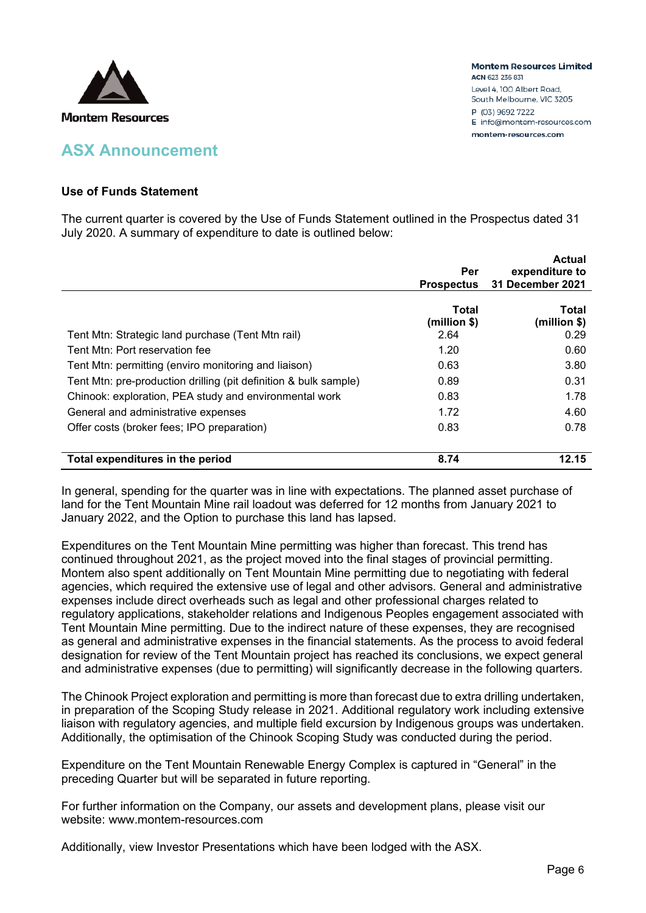Montem Resources

**Montem Resources Limited**
ACN 623 236 831
Level 4, 100 Albert Road,
South Melbourne, VIC 3205
P (03) 9692 7222
E info@montem-resources.com
montem-resources.com

## ASX Announcement

### Use of Funds Statement

The current quarter is covered by the Use of Funds Statement outlined in the Prospectus dated 31 July 2020. A summary of expenditure to date is outlined below:

| | Per Prospectus | Actual expenditure to 31 December 2021 |
|---|---|---|
| | **Total (million $)** | **Total (million $)** |
| Tent Mtn: Strategic land purchase (Tent Mtn rail) | 2.64 | 0.29 |
| Tent Mtn: Port reservation fee | 1.20 | 0.60 |
| Tent Mtn: permitting (enviro monitoring and liaison) | 0.63 | 3.80 |
| Tent Mtn: pre-production drilling (pit definition & bulk sample) | 0.89 | 0.31 |
| Chinook: exploration, PEA study and environmental work | 0.83 | 1.78 |
| General and administrative expenses | 1.72 | 4.60 |
| Offer costs (broker fees; IPO preparation) | 0.83 | 0.78 |
| **Total expenditures in the period** | **8.74** | **12.15** |

In general, spending for the quarter was in line with expectations. The planned asset purchase of land for the Tent Mountain Mine rail loadout was deferred for 12 months from January 2021 to January 2022, and the Option to purchase this land has lapsed.

Expenditures on the Tent Mountain Mine permitting was higher than forecast. This trend has continued throughout 2021, as the project moved into the final stages of provincial permitting. Montem also spent additionally on Tent Mountain Mine permitting due to negotiating with federal agencies, which required the extensive use of legal and other advisors. General and administrative expenses include direct overheads such as legal and other professional charges related to regulatory applications, stakeholder relations and Indigenous Peoples engagement associated with Tent Mountain Mine permitting. Due to the indirect nature of these expenses, they are recognised as general and administrative expenses in the financial statements. As the process to avoid federal designation for review of the Tent Mountain project has reached its conclusions, we expect general and administrative expenses (due to permitting) will significantly decrease in the following quarters.

The Chinook Project exploration and permitting is more than forecast due to extra drilling undertaken, in preparation of the Scoping Study release in 2021. Additional regulatory work including extensive liaison with regulatory agencies, and multiple field excursion by Indigenous groups was undertaken. Additionally, the optimisation of the Chinook Scoping Study was conducted during the period.

Expenditure on the Tent Mountain Renewable Energy Complex is captured in "General" in the preceding Quarter but will be separated in future reporting.

For further information on the Company, our assets and development plans, please visit our website: www.montem-resources.com

Additionally, view Investor Presentations which have been lodged with the ASX.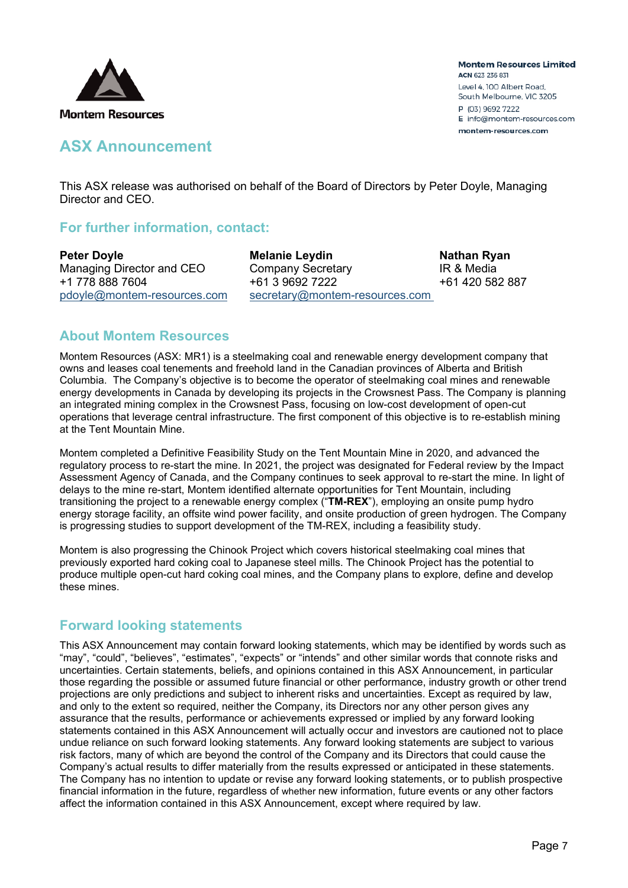Montem Resources

**Montem Resources Limited**
**ACN 623 236 831**
Level 4, 100 Albert Road,
South Melbourne, VIC 3205
P (03) 9692 7222
E info@montem-resources.com
**montem-resources.com**

# ASX Announcement

This ASX release was authorised on behalf of the Board of Directors by Peter Doyle, Managing Director and CEO.

## For further information, contact:

**Peter Doyle**
Managing Director and CEO
+1 778 888 7604
pdoyle@montem-resources.com

**Melanie Leydin**
Company Secretary
+61 3 9692 7222
secretary@montem-resources.com

**Nathan Ryan**
IR & Media
+61 420 582 887

## About Montem Resources

Montem Resources (ASX: MR1) is a steelmaking coal and renewable energy development company that owns and leases coal tenements and freehold land in the Canadian provinces of Alberta and British Columbia. The Company's objective is to become the operator of steelmaking coal mines and renewable energy developments in Canada by developing its projects in the Crowsnest Pass. The Company is planning an integrated mining complex in the Crowsnest Pass, focusing on low-cost development of open-cut operations that leverage central infrastructure. The first component of this objective is to re-establish mining at the Tent Mountain Mine.

Montem completed a Definitive Feasibility Study on the Tent Mountain Mine in 2020, and advanced the regulatory process to re-start the mine. In 2021, the project was designated for Federal review by the Impact Assessment Agency of Canada, and the Company continues to seek approval to re-start the mine. In light of delays to the mine re-start, Montem identified alternate opportunities for Tent Mountain, including transitioning the project to a renewable energy complex ("**TM-REX**"), employing an onsite pump hydro energy storage facility, an offsite wind power facility, and onsite production of green hydrogen. The Company is progressing studies to support development of the TM-REX, including a feasibility study.

Montem is also progressing the Chinook Project which covers historical steelmaking coal mines that previously exported hard coking coal to Japanese steel mills. The Chinook Project has the potential to produce multiple open-cut hard coking coal mines, and the Company plans to explore, define and develop these mines.

## Forward looking statements

This ASX Announcement may contain forward looking statements, which may be identified by words such as "may", "could", "believes", "estimates", "expects" or "intends" and other similar words that connote risks and uncertainties. Certain statements, beliefs, and opinions contained in this ASX Announcement, in particular those regarding the possible or assumed future financial or other performance, industry growth or other trend projections are only predictions and subject to inherent risks and uncertainties. Except as required by law, and only to the extent so required, neither the Company, its Directors nor any other person gives any assurance that the results, performance or achievements expressed or implied by any forward looking statements contained in this ASX Announcement will actually occur and investors are cautioned not to place undue reliance on such forward looking statements. Any forward looking statements are subject to various risk factors, many of which are beyond the control of the Company and its Directors that could cause the Company's actual results to differ materially from the results expressed or anticipated in these statements. The Company has no intention to update or revise any forward looking statements, or to publish prospective financial information in the future, regardless of whether new information, future events or any other factors affect the information contained in this ASX Announcement, except where required by law.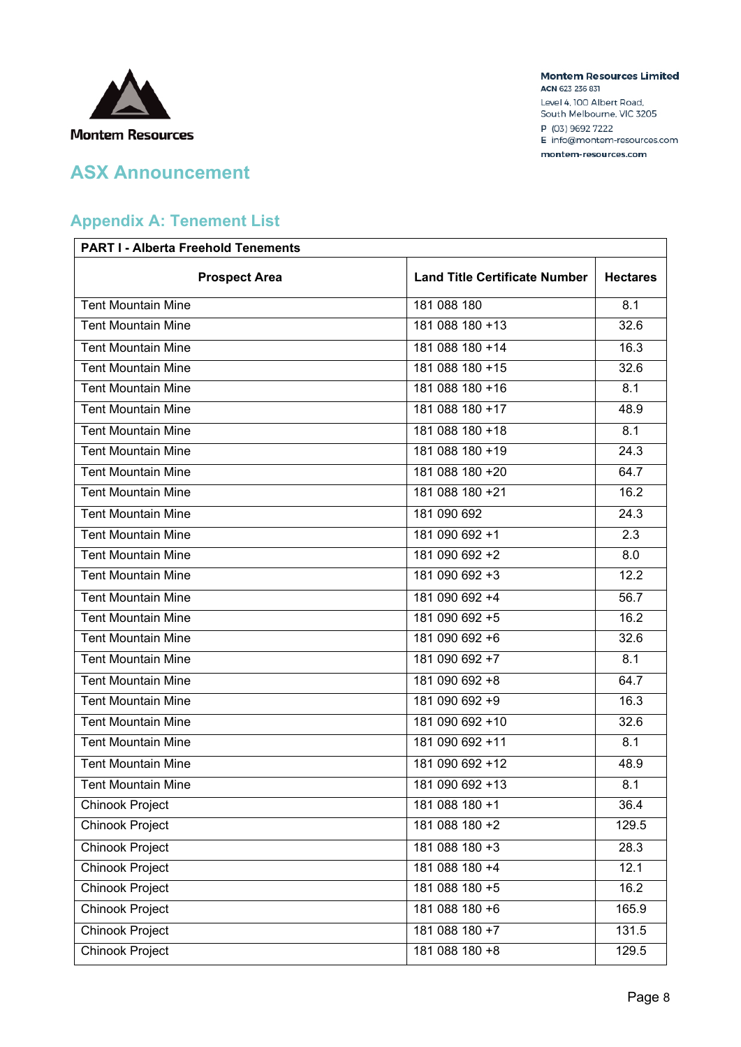# ASX Announcement

## Appendix A: Tenement List

| PART I - Alberta Freehold Tenements | | |
|---|---|---|
| **Prospect Area** | **Land Title Certificate Number** | **Hectares** |
| Tent Mountain Mine | 181 088 180 | 8.1 |
| Tent Mountain Mine | 181 088 180 +13 | 32.6 |
| Tent Mountain Mine | 181 088 180 +14 | 16.3 |
| Tent Mountain Mine | 181 088 180 +15 | 32.6 |
| Tent Mountain Mine | 181 088 180 +16 | 8.1 |
| Tent Mountain Mine | 181 088 180 +17 | 48.9 |
| Tent Mountain Mine | 181 088 180 +18 | 8.1 |
| Tent Mountain Mine | 181 088 180 +19 | 24.3 |
| Tent Mountain Mine | 181 088 180 +20 | 64.7 |
| Tent Mountain Mine | 181 088 180 +21 | 16.2 |
| Tent Mountain Mine | 181 090 692 | 24.3 |
| Tent Mountain Mine | 181 090 692 +1 | 2.3 |
| Tent Mountain Mine | 181 090 692 +2 | 8.0 |
| Tent Mountain Mine | 181 090 692 +3 | 12.2 |
| Tent Mountain Mine | 181 090 692 +4 | 56.7 |
| Tent Mountain Mine | 181 090 692 +5 | 16.2 |
| Tent Mountain Mine | 181 090 692 +6 | 32.6 |
| Tent Mountain Mine | 181 090 692 +7 | 8.1 |
| Tent Mountain Mine | 181 090 692 +8 | 64.7 |
| Tent Mountain Mine | 181 090 692 +9 | 16.3 |
| Tent Mountain Mine | 181 090 692 +10 | 32.6 |
| Tent Mountain Mine | 181 090 692 +11 | 8.1 |
| Tent Mountain Mine | 181 090 692 +12 | 48.9 |
| Tent Mountain Mine | 181 090 692 +13 | 8.1 |
| Chinook Project | 181 088 180 +1 | 36.4 |
| Chinook Project | 181 088 180 +2 | 129.5 |
| Chinook Project | 181 088 180 +3 | 28.3 |
| Chinook Project | 181 088 180 +4 | 12.1 |
| Chinook Project | 181 088 180 +5 | 16.2 |
| Chinook Project | 181 088 180 +6 | 165.9 |
| Chinook Project | 181 088 180 +7 | 131.5 |
| Chinook Project | 181 088 180 +8 | 129.5 |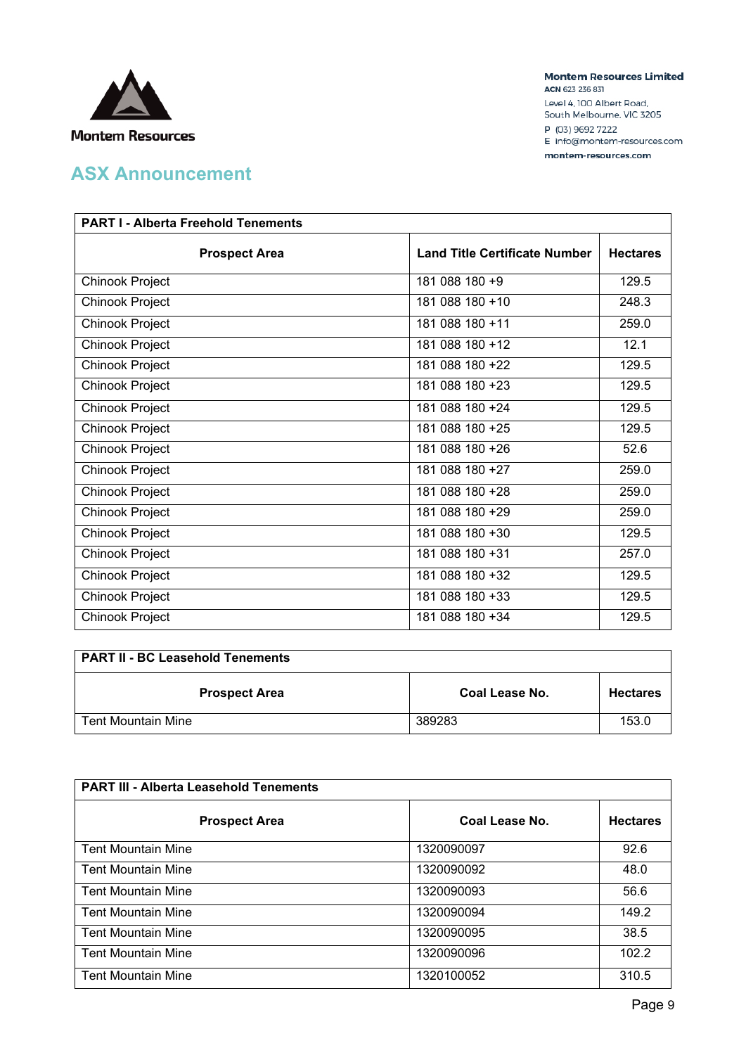| PART I - Alberta Freehold Tenements | | |
|---|---|---|
| **Prospect Area** | **Land Title Certificate Number** | **Hectares** |
| Chinook Project | 181 088 180 +9 | 129.5 |
| Chinook Project | 181 088 180 +10 | 248.3 |
| Chinook Project | 181 088 180 +11 | 259.0 |
| Chinook Project | 181 088 180 +12 | 12.1 |
| Chinook Project | 181 088 180 +22 | 129.5 |
| Chinook Project | 181 088 180 +23 | 129.5 |
| Chinook Project | 181 088 180 +24 | 129.5 |
| Chinook Project | 181 088 180 +25 | 129.5 |
| Chinook Project | 181 088 180 +26 | 52.6 |
| Chinook Project | 181 088 180 +27 | 259.0 |
| Chinook Project | 181 088 180 +28 | 259.0 |
| Chinook Project | 181 088 180 +29 | 259.0 |
| Chinook Project | 181 088 180 +30 | 129.5 |
| Chinook Project | 181 088 180 +31 | 257.0 |
| Chinook Project | 181 088 180 +32 | 129.5 |
| Chinook Project | 181 088 180 +33 | 129.5 |
| Chinook Project | 181 088 180 +34 | 129.5 |

| PART II - BC Leasehold Tenements | | |
|---|---|---|
| **Prospect Area** | **Coal Lease No.** | **Hectares** |
| Tent Mountain Mine | 389283 | 153.0 |

| PART III - Alberta Leasehold Tenements | | |
|---|---|---|
| **Prospect Area** | **Coal Lease No.** | **Hectares** |
| Tent Mountain Mine | 1320090097 | 92.6 |
| Tent Mountain Mine | 1320090092 | 48.0 |
| Tent Mountain Mine | 1320090093 | 56.6 |
| Tent Mountain Mine | 1320090094 | 149.2 |
| Tent Mountain Mine | 1320090095 | 38.5 |
| Tent Mountain Mine | 1320090096 | 102.2 |
| Tent Mountain Mine | 1320100052 | 310.5 |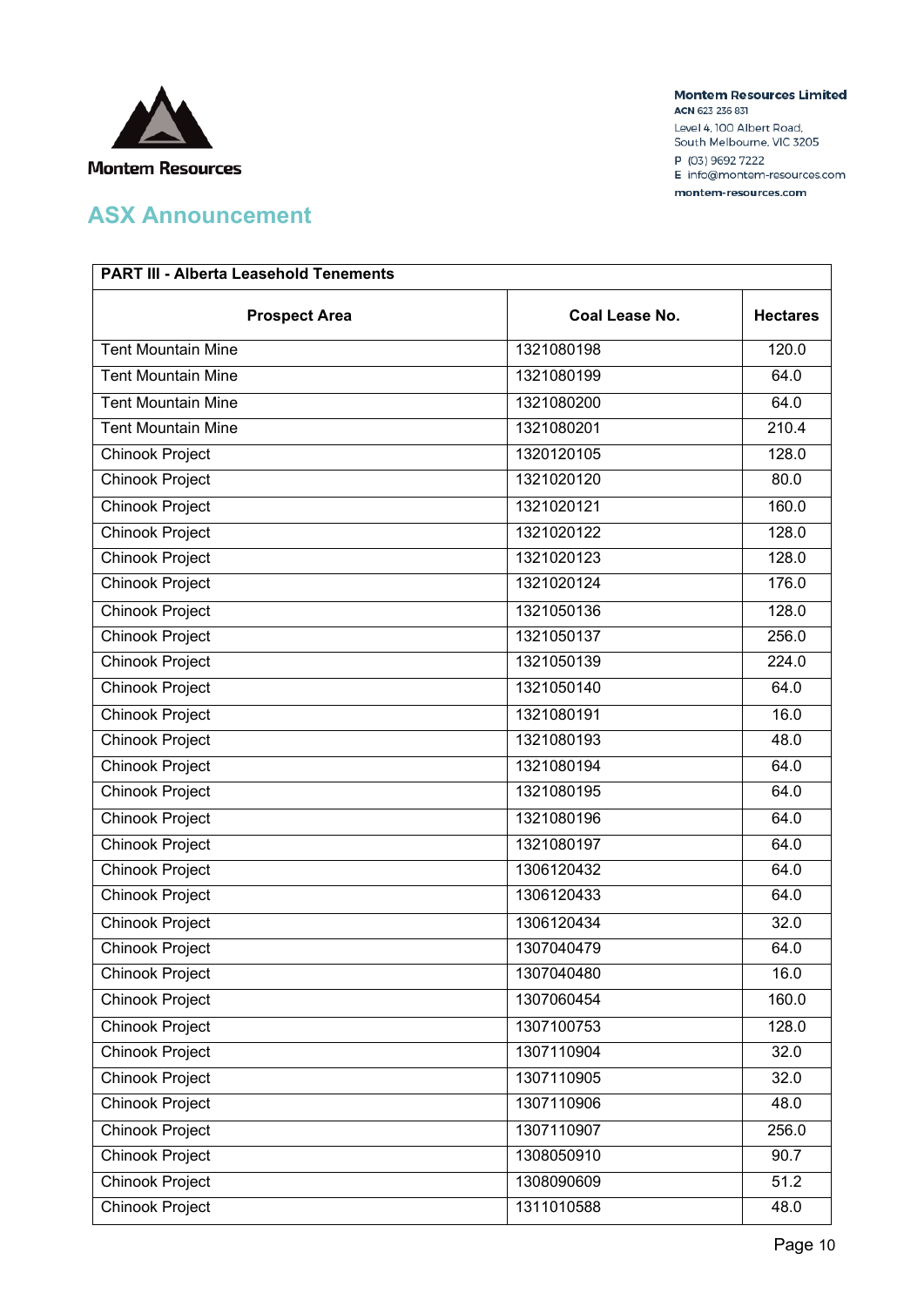| PART III - Alberta Leasehold Tenements | | |
|---|---|---|
| **Prospect Area** | **Coal Lease No.** | **Hectares** |
| Tent Mountain Mine | 1321080198 | 120.0 |
| Tent Mountain Mine | 1321080199 | 64.0 |
| Tent Mountain Mine | 1321080200 | 64.0 |
| Tent Mountain Mine | 1321080201 | 210.4 |
| Chinook Project | 1320120105 | 128.0 |
| Chinook Project | 1321020120 | 80.0 |
| Chinook Project | 1321020121 | 160.0 |
| Chinook Project | 1321020122 | 128.0 |
| Chinook Project | 1321020123 | 128.0 |
| Chinook Project | 1321020124 | 176.0 |
| Chinook Project | 1321050136 | 128.0 |
| Chinook Project | 1321050137 | 256.0 |
| Chinook Project | 1321050139 | 224.0 |
| Chinook Project | 1321050140 | 64.0 |
| Chinook Project | 1321080191 | 16.0 |
| Chinook Project | 1321080193 | 48.0 |
| Chinook Project | 1321080194 | 64.0 |
| Chinook Project | 1321080195 | 64.0 |
| Chinook Project | 1321080196 | 64.0 |
| Chinook Project | 1321080197 | 64.0 |
| Chinook Project | 1306120432 | 64.0 |
| Chinook Project | 1306120433 | 64.0 |
| Chinook Project | 1306120434 | 32.0 |
| Chinook Project | 1307040479 | 64.0 |
| Chinook Project | 1307040480 | 16.0 |
| Chinook Project | 1307060454 | 160.0 |
| Chinook Project | 1307100753 | 128.0 |
| Chinook Project | 1307110904 | 32.0 |
| Chinook Project | 1307110905 | 32.0 |
| Chinook Project | 1307110906 | 48.0 |
| Chinook Project | 1307110907 | 256.0 |
| Chinook Project | 1308050910 | 90.7 |
| Chinook Project | 1308090609 | 51.2 |
| Chinook Project | 1311010588 | 48.0 |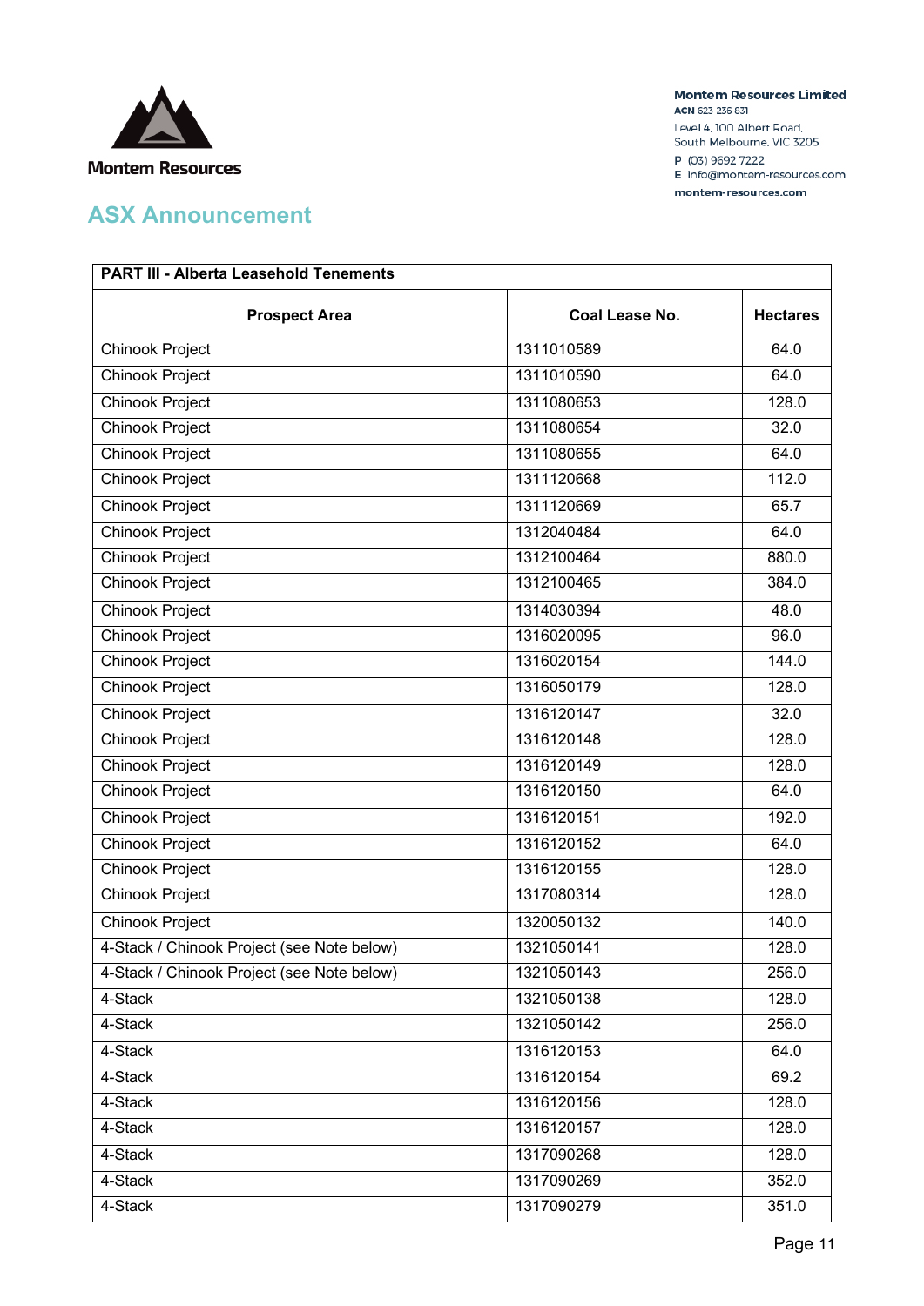| PART III - Alberta Leasehold Tenements | | |
|---|---|---|
| **Prospect Area** | **Coal Lease No.** | **Hectares** |
| Chinook Project | 1311010589 | 64.0 |
| Chinook Project | 1311010590 | 64.0 |
| Chinook Project | 1311080653 | 128.0 |
| Chinook Project | 1311080654 | 32.0 |
| Chinook Project | 1311080655 | 64.0 |
| Chinook Project | 1311120668 | 112.0 |
| Chinook Project | 1311120669 | 65.7 |
| Chinook Project | 1312040484 | 64.0 |
| Chinook Project | 1312100464 | 880.0 |
| Chinook Project | 1312100465 | 384.0 |
| Chinook Project | 1314030394 | 48.0 |
| Chinook Project | 1316020095 | 96.0 |
| Chinook Project | 1316020154 | 144.0 |
| Chinook Project | 1316050179 | 128.0 |
| Chinook Project | 1316120147 | 32.0 |
| Chinook Project | 1316120148 | 128.0 |
| Chinook Project | 1316120149 | 128.0 |
| Chinook Project | 1316120150 | 64.0 |
| Chinook Project | 1316120151 | 192.0 |
| Chinook Project | 1316120152 | 64.0 |
| Chinook Project | 1316120155 | 128.0 |
| Chinook Project | 1317080314 | 128.0 |
| Chinook Project | 1320050132 | 140.0 |
| 4-Stack / Chinook Project (see Note below) | 1321050141 | 128.0 |
| 4-Stack / Chinook Project (see Note below) | 1321050143 | 256.0 |
| 4-Stack | 1321050138 | 128.0 |
| 4-Stack | 1321050142 | 256.0 |
| 4-Stack | 1316120153 | 64.0 |
| 4-Stack | 1316120154 | 69.2 |
| 4-Stack | 1316120156 | 128.0 |
| 4-Stack | 1316120157 | 128.0 |
| 4-Stack | 1317090268 | 128.0 |
| 4-Stack | 1317090269 | 352.0 |
| 4-Stack | 1317090279 | 351.0 |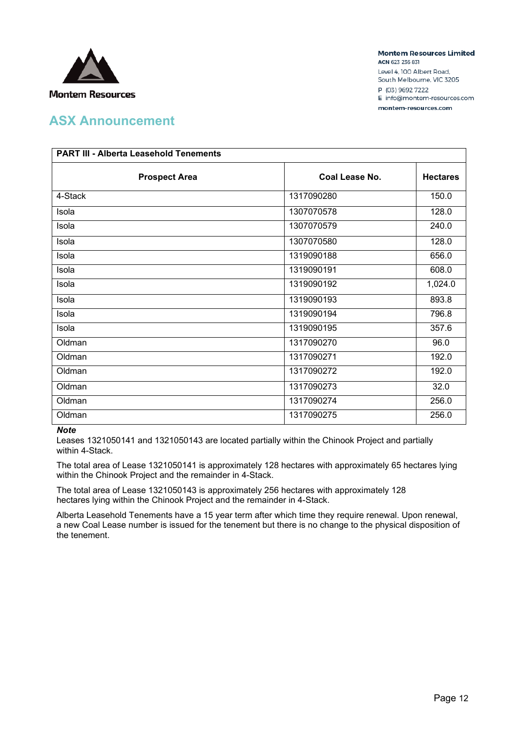## ASX Announcement

| PART III - Alberta Leasehold Tenements | | |
|---|---|---|
| **Prospect Area** | **Coal Lease No.** | **Hectares** |
| 4-Stack | 1317090280 | 150.0 |
| Isola | 1307070578 | 128.0 |
| Isola | 1307070579 | 240.0 |
| Isola | 1307070580 | 128.0 |
| Isola | 1319090188 | 656.0 |
| Isola | 1319090191 | 608.0 |
| Isola | 1319090192 | 1,024.0 |
| Isola | 1319090193 | 893.8 |
| Isola | 1319090194 | 796.8 |
| Isola | 1319090195 | 357.6 |
| Oldman | 1317090270 | 96.0 |
| Oldman | 1317090271 | 192.0 |
| Oldman | 1317090272 | 192.0 |
| Oldman | 1317090273 | 32.0 |
| Oldman | 1317090274 | 256.0 |
| Oldman | 1317090275 | 256.0 |

***Note***

Leases 1321050141 and 1321050143 are located partially within the Chinook Project and partially within 4-Stack.

The total area of Lease 1321050141 is approximately 128 hectares with approximately 65 hectares lying within the Chinook Project and the remainder in 4-Stack.

The total area of Lease 1321050143 is approximately 256 hectares with approximately 128 hectares lying within the Chinook Project and the remainder in 4-Stack.

Alberta Leasehold Tenements have a 15 year term after which time they require renewal. Upon renewal, a new Coal Lease number is issued for the tenement but there is no change to the physical disposition of the tenement.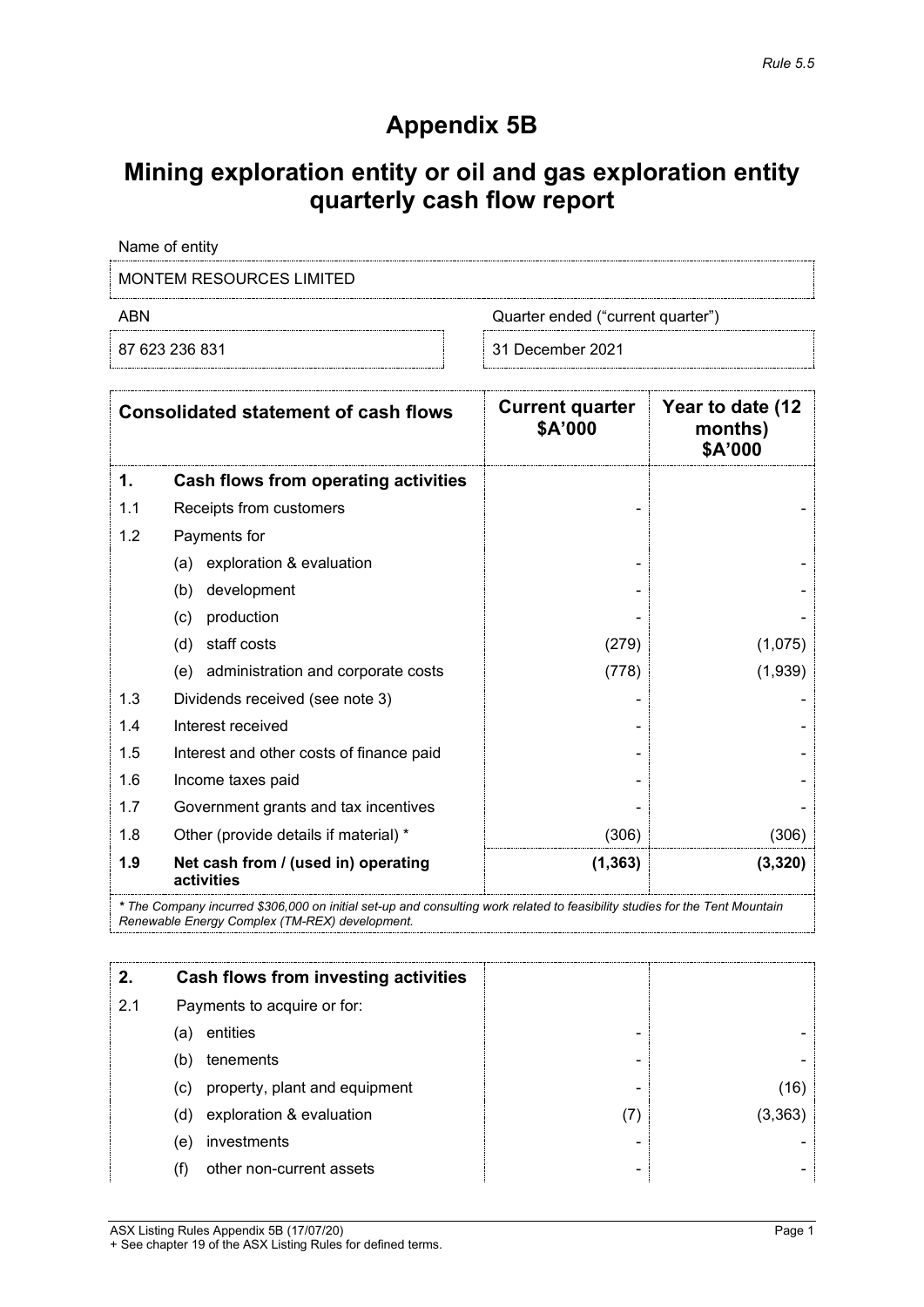Rule 5.5

# Appendix 5B

# Mining exploration entity or oil and gas exploration entity quarterly cash flow report

| Name of entity | |
|---|---|
| MONTEM RESOURCES LIMITED | |
| **ABN** | **Quarter ended ("current quarter")** |
| 87 623 236 831 | 31 December 2021 |

| | Consolidated statement of cash flows | Current quarter $A'000 | Year to date (12 months) $A'000 |
|---|---|---|---|
| **1.** | **Cash flows from operating activities** | | |
| 1.1 | Receipts from customers | - | - |
| 1.2 | Payments for | | |
| | (a) exploration & evaluation | - | - |
| | (b) development | - | - |
| | (c) production | - | - |
| | (d) staff costs | (279) | (1,075) |
| | (e) administration and corporate costs | (778) | (1,939) |
| 1.3 | Dividends received (see note 3) | - | - |
| 1.4 | Interest received | - | - |
| 1.5 | Interest and other costs of finance paid | - | - |
| 1.6 | Income taxes paid | - | - |
| 1.7 | Government grants and tax incentives | - | - |
| 1.8 | Other (provide details if material) * | (306) | (306) |
| **1.9** | **Net cash from / (used in) operating activities** | **(1,363)** | **(3,320)** |

*\* The Company incurred $306,000 on initial set-up and consulting work related to feasibility studies for the Tent Mountain Renewable Energy Complex (TM-REX) development.*

| | | Current quarter $A'000 | Year to date (12 months) $A'000 |
|---|---|---|---|
| **2.** | **Cash flows from investing activities** | | |
| 2.1 | Payments to acquire or for: | | |
| | (a) entities | - | - |
| | (b) tenements | - | - |
| | (c) property, plant and equipment | - | (16) |
| | (d) exploration & evaluation | (7) | (3,363) |
| | (e) investments | - | - |
| | (f) other non-current assets | - | - |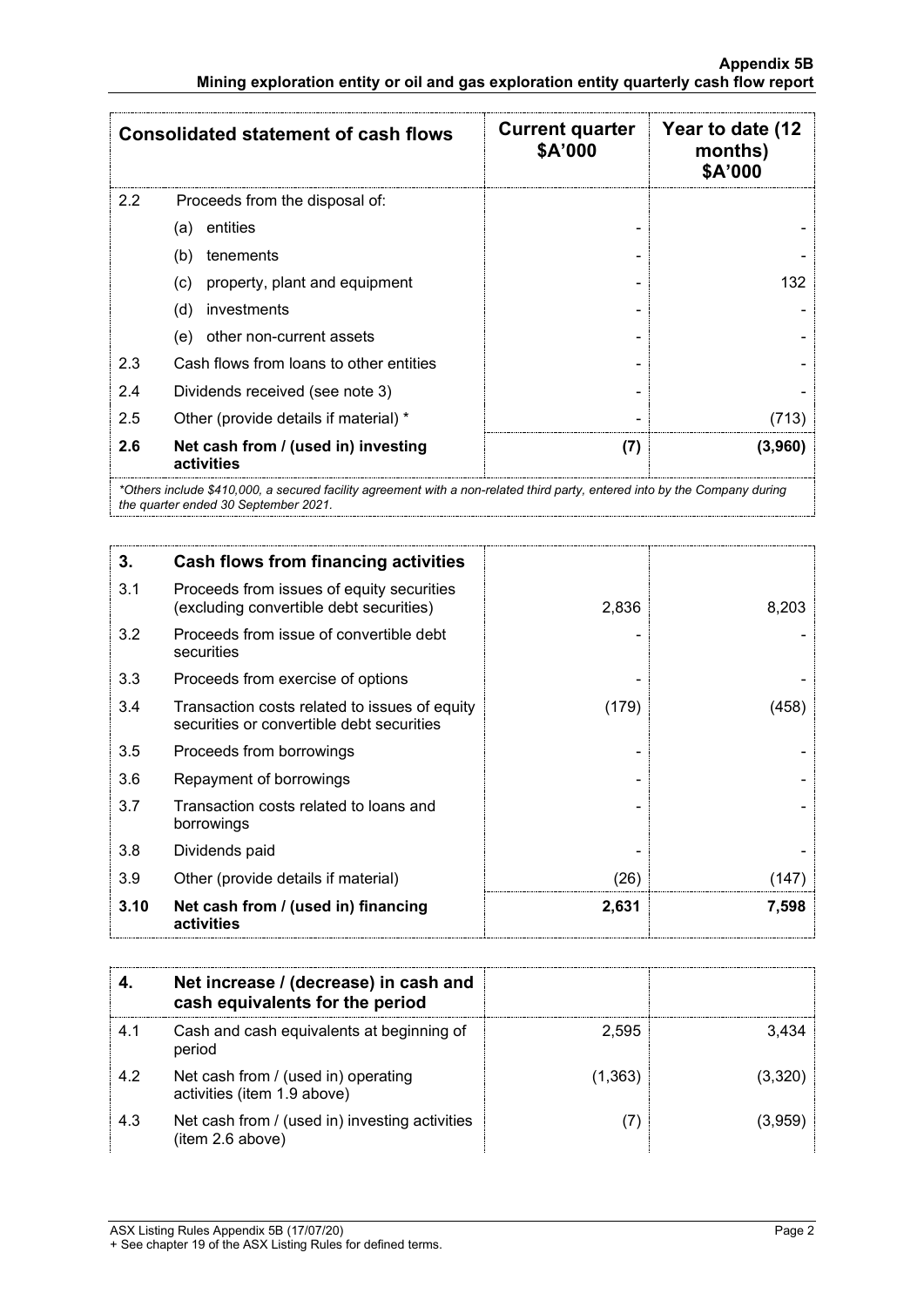| | Consolidated statement of cash flows | Current quarter $A'000 | Year to date (12 months) $A'000 |
|---|---|---|---|
| 2.2 | Proceeds from the disposal of: | | |
| | (a) entities | - | - |
| | (b) tenements | - | - |
| | (c) property, plant and equipment | - | 132 |
| | (d) investments | - | - |
| | (e) other non-current assets | - | - |
| 2.3 | Cash flows from loans to other entities | - | - |
| 2.4 | Dividends received (see note 3) | - | - |
| 2.5 | Other (provide details if material) * | - | (713) |
| **2.6** | **Net cash from / (used in) investing activities** | **(7)** | **(3,960)** |

*Others include $410,000, a secured facility agreement with a non-related third party, entered into by the Company during the quarter ended 30 September 2021.*

| 3. | Cash flows from financing activities | | |
|---|---|---|---|
| 3.1 | Proceeds from issues of equity securities (excluding convertible debt securities) | 2,836 | 8,203 |
| 3.2 | Proceeds from issue of convertible debt securities | - | - |
| 3.3 | Proceeds from exercise of options | - | - |
| 3.4 | Transaction costs related to issues of equity securities or convertible debt securities | (179) | (458) |
| 3.5 | Proceeds from borrowings | - | - |
| 3.6 | Repayment of borrowings | - | - |
| 3.7 | Transaction costs related to loans and borrowings | - | - |
| 3.8 | Dividends paid | - | - |
| 3.9 | Other (provide details if material) | (26) | (147) |
| **3.10** | **Net cash from / (used in) financing activities** | **2,631** | **7,598** |

| 4. | Net increase / (decrease) in cash and cash equivalents for the period | | |
|---|---|---|---|
| 4.1 | Cash and cash equivalents at beginning of period | 2,595 | 3,434 |
| 4.2 | Net cash from / (used in) operating activities (item 1.9 above) | (1,363) | (3,320) |
| 4.3 | Net cash from / (used in) investing activities (item 2.6 above) | (7) | (3,959) |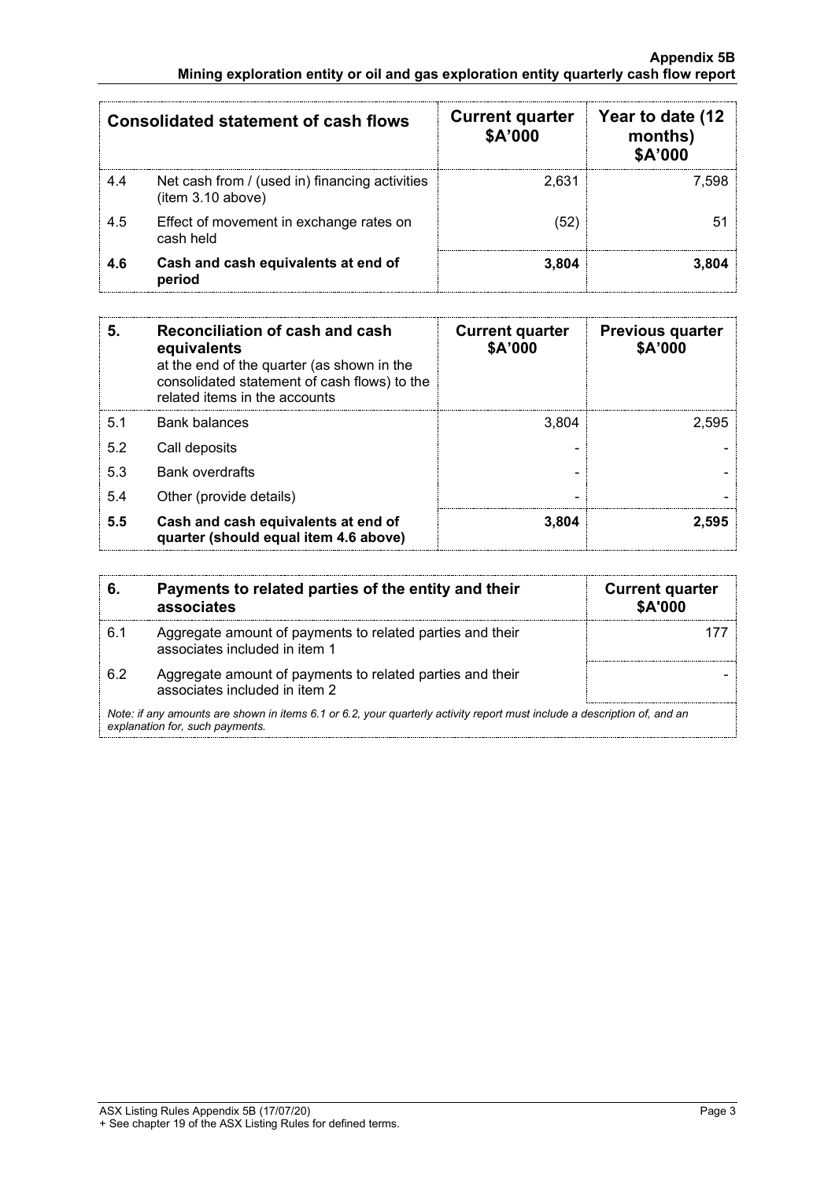| Consolidated statement of cash flows | | Current quarter $A'000 | Year to date (12 months) $A'000 |
|---|---|---|---|
| 4.4 | Net cash from / (used in) financing activities (item 3.10 above) | 2,631 | 7,598 |
| 4.5 | Effect of movement in exchange rates on cash held | (52) | 51 |
| **4.6** | **Cash and cash equivalents at end of period** | **3,804** | **3,804** |

| **5.** | **Reconciliation of cash and cash equivalents** at the end of the quarter (as shown in the consolidated statement of cash flows) to the related items in the accounts | **Current quarter $A'000** | **Previous quarter $A'000** |
|---|---|---|---|
| 5.1 | Bank balances | 3,804 | 2,595 |
| 5.2 | Call deposits | - | - |
| 5.3 | Bank overdrafts | - | - |
| 5.4 | Other (provide details) | - | - |
| **5.5** | **Cash and cash equivalents at end of quarter (should equal item 4.6 above)** | **3,804** | **2,595** |

| **6.** | **Payments to related parties of the entity and their associates** | **Current quarter $A'000** |
|---|---|---|
| 6.1 | Aggregate amount of payments to related parties and their associates included in item 1 | 177 |
| 6.2 | Aggregate amount of payments to related parties and their associates included in item 2 | - |

*Note: if any amounts are shown in items 6.1 or 6.2, your quarterly activity report must include a description of, and an explanation for, such payments.*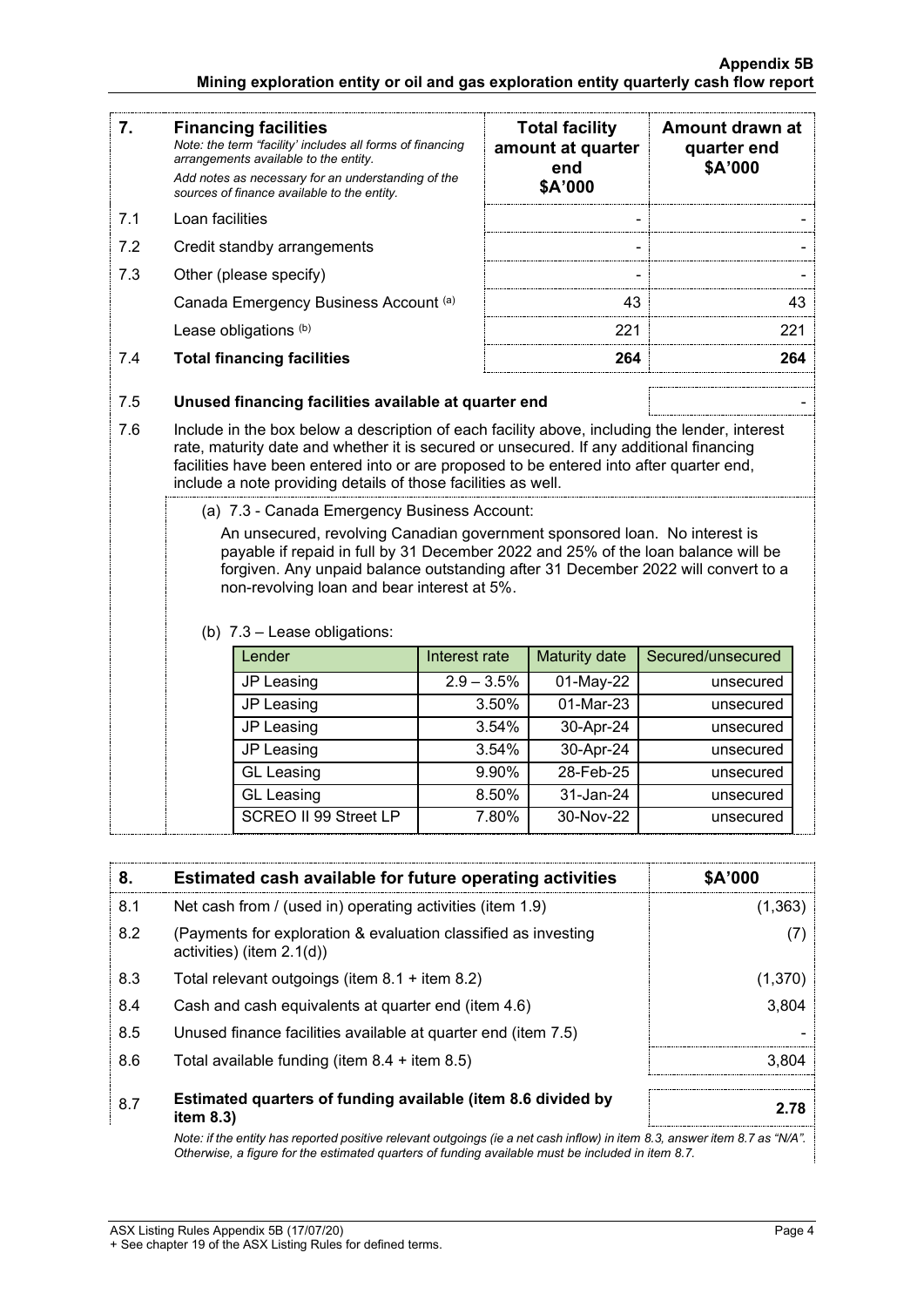| 7. | **Financing facilities**<br>*Note: the term "facility' includes all forms of financing arrangements available to the entity.*<br>*Add notes as necessary for an understanding of the sources of finance available to the entity.* | **Total facility amount at quarter end \$A'000** | **Amount drawn at quarter end \$A'000** |
|---|---|---|---|
| 7.1 | Loan facilities | - | - |
| 7.2 | Credit standby arrangements | - | - |
| 7.3 | Other (please specify) | - | - |
| | Canada Emergency Business Account (a) | 43 | 43 |
| | Lease obligations (b) | 221 | 221 |
| 7.4 | **Total financing facilities** | **264** | **264** |

| | | |
|---|---|---|
| 7.5 | **Unused financing facilities available at quarter end** | - |

7.6 Include in the box below a description of each facility above, including the lender, interest rate, maturity date and whether it is secured or unsecured. If any additional financing facilities have been entered into or are proposed to be entered into after quarter end, include a note providing details of those facilities as well.

(a) 7.3 - Canada Emergency Business Account:

An unsecured, revolving Canadian government sponsored loan. No interest is payable if repaid in full by 31 December 2022 and 25% of the loan balance will be forgiven. Any unpaid balance outstanding after 31 December 2022 will convert to a non-revolving loan and bear interest at 5%.

(b) 7.3 – Lease obligations:

| Lender | Interest rate | Maturity date | Secured/unsecured |
|---|---|---|---|
| JP Leasing | 2.9 – 3.5% | 01-May-22 | unsecured |
| JP Leasing | 3.50% | 01-Mar-23 | unsecured |
| JP Leasing | 3.54% | 30-Apr-24 | unsecured |
| JP Leasing | 3.54% | 30-Apr-24 | unsecured |
| GL Leasing | 9.90% | 28-Feb-25 | unsecured |
| GL Leasing | 8.50% | 31-Jan-24 | unsecured |
| SCREO II 99 Street LP | 7.80% | 30-Nov-22 | unsecured |

| 8. | **Estimated cash available for future operating activities** | **\$A'000** |
|---|---|---|
| 8.1 | Net cash from / (used in) operating activities (item 1.9) | (1,363) |
| 8.2 | (Payments for exploration & evaluation classified as investing activities) (item 2.1(d)) | (7) |
| 8.3 | Total relevant outgoings (item 8.1 + item 8.2) | (1,370) |
| 8.4 | Cash and cash equivalents at quarter end (item 4.6) | 3,804 |
| 8.5 | Unused finance facilities available at quarter end (item 7.5) | - |
| 8.6 | Total available funding (item 8.4 + item 8.5) | 3,804 |
| 8.7 | **Estimated quarters of funding available (item 8.6 divided by item 8.3)** | **2.78** |

*Note: if the entity has reported positive relevant outgoings (ie a net cash inflow) in item 8.3, answer item 8.7 as "N/A". Otherwise, a figure for the estimated quarters of funding available must be included in item 8.7.*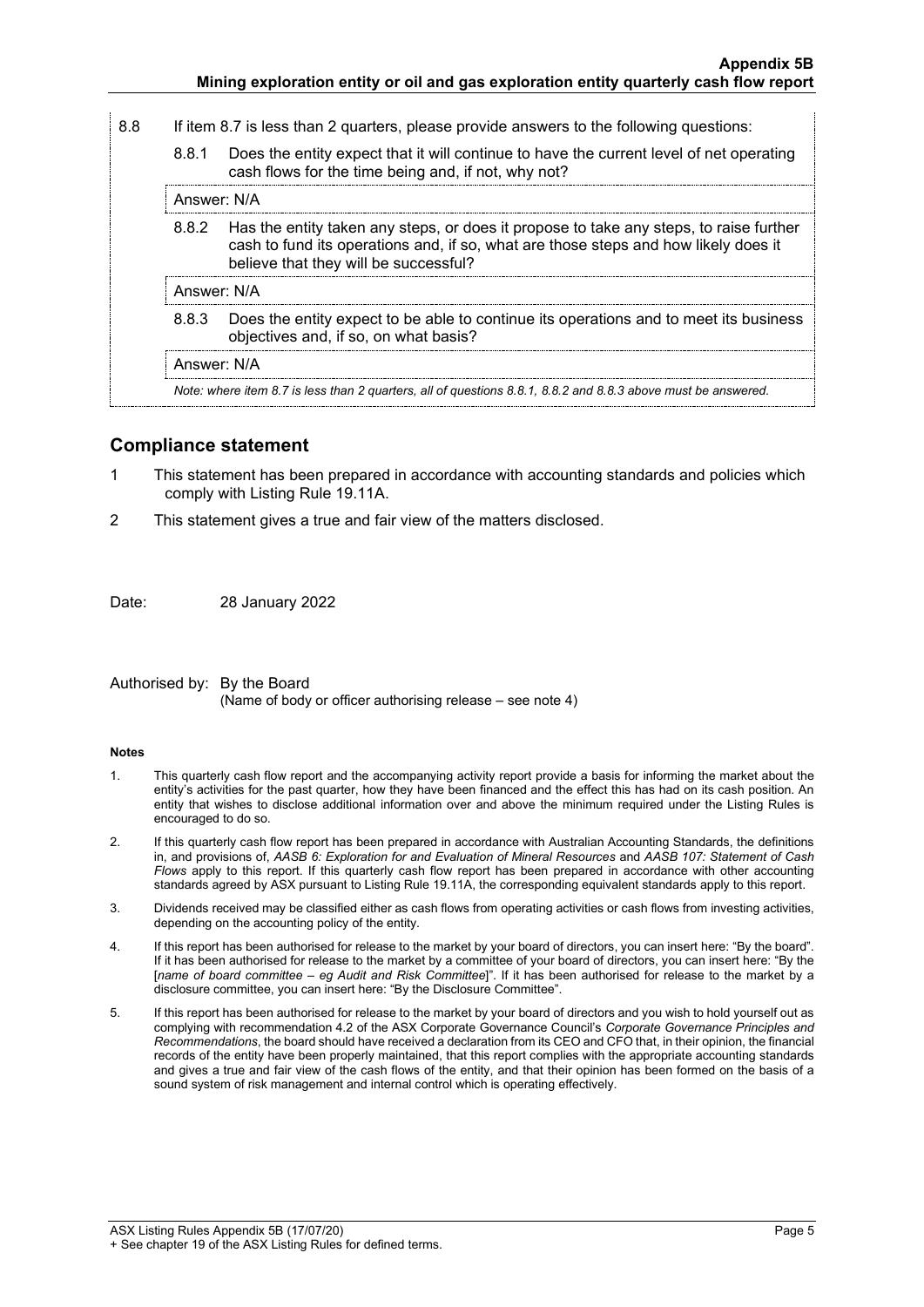| | | |
|---|---|---|
| 8.8 | If item 8.7 is less than 2 quarters, please provide answers to the following questions: | |
| | 8.8.1 | Does the entity expect that it will continue to have the current level of net operating cash flows for the time being and, if not, why not? |
| | Answer: N/A | |
| | 8.8.2 | Has the entity taken any steps, or does it propose to take any steps, to raise further cash to fund its operations and, if so, what are those steps and how likely does it believe that they will be successful? |
| | Answer: N/A | |
| | 8.8.3 | Does the entity expect to be able to continue its operations and to meet its business objectives and, if so, on what basis? |
| | Answer: N/A | |
| | *Note: where item 8.7 is less than 2 quarters, all of questions 8.8.1, 8.8.2 and 8.8.3 above must be answered.* | |

## Compliance statement

1. This statement has been prepared in accordance with accounting standards and policies which comply with Listing Rule 19.11A.
2. This statement gives a true and fair view of the matters disclosed.

Date: 28 January 2022

Authorised by: By the Board
(Name of body or officer authorising release – see note 4)

**Notes**

1. This quarterly cash flow report and the accompanying activity report provide a basis for informing the market about the entity's activities for the past quarter, how they have been financed and the effect this has had on its cash position. An entity that wishes to disclose additional information over and above the minimum required under the Listing Rules is encouraged to do so.
2. If this quarterly cash flow report has been prepared in accordance with Australian Accounting Standards, the definitions in, and provisions of, *AASB 6: Exploration for and Evaluation of Mineral Resources* and *AASB 107: Statement of Cash Flows* apply to this report. If this quarterly cash flow report has been prepared in accordance with other accounting standards agreed by ASX pursuant to Listing Rule 19.11A, the corresponding equivalent standards apply to this report.
3. Dividends received may be classified either as cash flows from operating activities or cash flows from investing activities, depending on the accounting policy of the entity.
4. If this report has been authorised for release to the market by your board of directors, you can insert here: "By the board". If it has been authorised for release to the market by a committee of your board of directors, you can insert here: "By the [*name of board committee – eg Audit and Risk Committee*]". If it has been authorised for release to the market by a disclosure committee, you can insert here: "By the Disclosure Committee".
5. If this report has been authorised for release to the market by your board of directors and you wish to hold yourself out as complying with recommendation 4.2 of the ASX Corporate Governance Council's *Corporate Governance Principles and Recommendations*, the board should have received a declaration from its CEO and CFO that, in their opinion, the financial records of the entity have been properly maintained, that this report complies with the appropriate accounting standards and gives a true and fair view of the cash flows of the entity, and that their opinion has been formed on the basis of a sound system of risk management and internal control which is operating effectively.